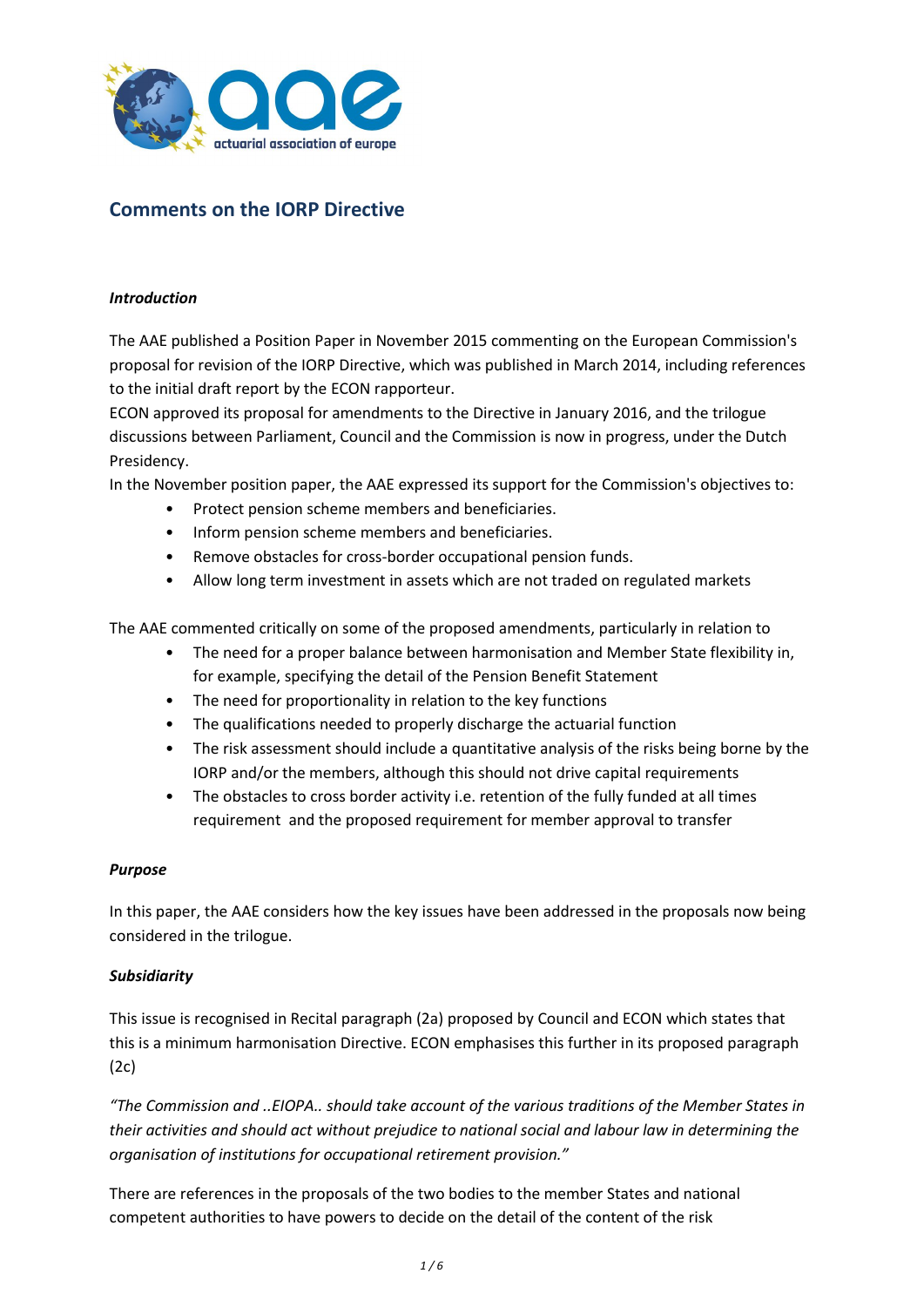## Comments on the IORP Directive

***Introduction***

The AAE published a Position Paper in November 2015 commenting on the European Commission's proposal for revision of the IORP Directive, which was published in March 2014, including references to the initial draft report by the ECON rapporteur.
ECON approved its proposal for amendments to the Directive in January 2016, and the trilogue discussions between Parliament, Council and the Commission is now in progress, under the Dutch Presidency.
In the November position paper, the AAE expressed its support for the Commission's objectives to:

- Protect pension scheme members and beneficiaries.
- Inform pension scheme members and beneficiaries.
- Remove obstacles for cross-border occupational pension funds.
- Allow long term investment in assets which are not traded on regulated markets

The AAE commented critically on some of the proposed amendments, particularly in relation to

- The need for a proper balance between harmonisation and Member State flexibility in, for example, specifying the detail of the Pension Benefit Statement
- The need for proportionality in relation to the key functions
- The qualifications needed to properly discharge the actuarial function
- The risk assessment should include a quantitative analysis of the risks being borne by the IORP and/or the members, although this should not drive capital requirements
- The obstacles to cross border activity i.e. retention of the fully funded at all times requirement and the proposed requirement for member approval to transfer

***Purpose***

In this paper, the AAE considers how the key issues have been addressed in the proposals now being considered in the trilogue.

***Subsidiarity***

This issue is recognised in Recital paragraph (2a) proposed by Council and ECON which states that this is a minimum harmonisation Directive. ECON emphasises this further in its proposed paragraph (2c)

*"The Commission and ..EIOPA.. should take account of the various traditions of the Member States in their activities and should act without prejudice to national social and labour law in determining the organisation of institutions for occupational retirement provision."*

There are references in the proposals of the two bodies to the member States and national competent authorities to have powers to decide on the detail of the content of the risk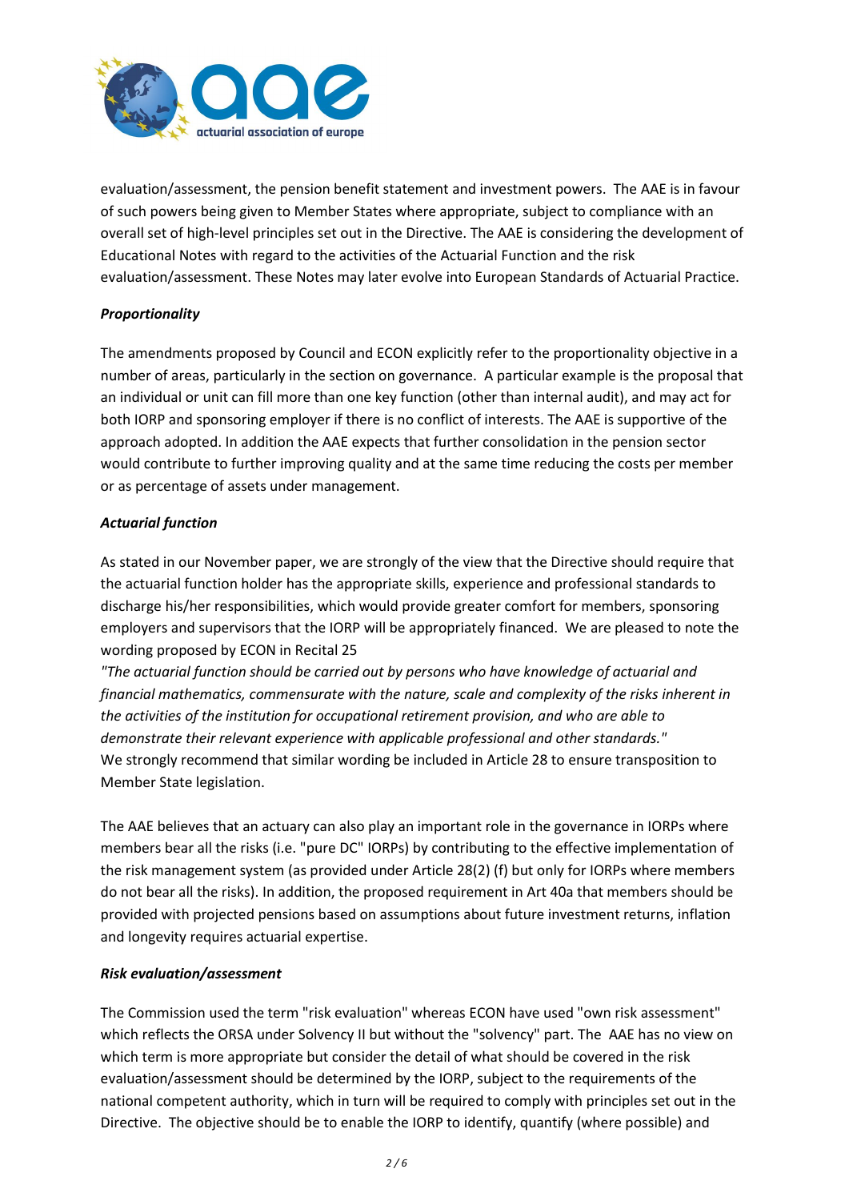evaluation/assessment, the pension benefit statement and investment powers. The AAE is in favour of such powers being given to Member States where appropriate, subject to compliance with an overall set of high-level principles set out in the Directive. The AAE is considering the development of Educational Notes with regard to the activities of the Actuarial Function and the risk evaluation/assessment. These Notes may later evolve into European Standards of Actuarial Practice.

***Proportionality***

The amendments proposed by Council and ECON explicitly refer to the proportionality objective in a number of areas, particularly in the section on governance. A particular example is the proposal that an individual or unit can fill more than one key function (other than internal audit), and may act for both IORP and sponsoring employer if there is no conflict of interests. The AAE is supportive of the approach adopted. In addition the AAE expects that further consolidation in the pension sector would contribute to further improving quality and at the same time reducing the costs per member or as percentage of assets under management.

***Actuarial function***

As stated in our November paper, we are strongly of the view that the Directive should require that the actuarial function holder has the appropriate skills, experience and professional standards to discharge his/her responsibilities, which would provide greater comfort for members, sponsoring employers and supervisors that the IORP will be appropriately financed. We are pleased to note the wording proposed by ECON in Recital 25
*"The actuarial function should be carried out by persons who have knowledge of actuarial and financial mathematics, commensurate with the nature, scale and complexity of the risks inherent in the activities of the institution for occupational retirement provision, and who are able to demonstrate their relevant experience with applicable professional and other standards."*
We strongly recommend that similar wording be included in Article 28 to ensure transposition to Member State legislation.

The AAE believes that an actuary can also play an important role in the governance in IORPs where members bear all the risks (i.e. "pure DC" IORPs) by contributing to the effective implementation of the risk management system (as provided under Article 28(2) (f) but only for IORPs where members do not bear all the risks). In addition, the proposed requirement in Art 40a that members should be provided with projected pensions based on assumptions about future investment returns, inflation and longevity requires actuarial expertise.

***Risk evaluation/assessment***

The Commission used the term "risk evaluation" whereas ECON have used "own risk assessment" which reflects the ORSA under Solvency II but without the "solvency" part. The AAE has no view on which term is more appropriate but consider the detail of what should be covered in the risk evaluation/assessment should be determined by the IORP, subject to the requirements of the national competent authority, which in turn will be required to comply with principles set out in the Directive. The objective should be to enable the IORP to identify, quantify (where possible) and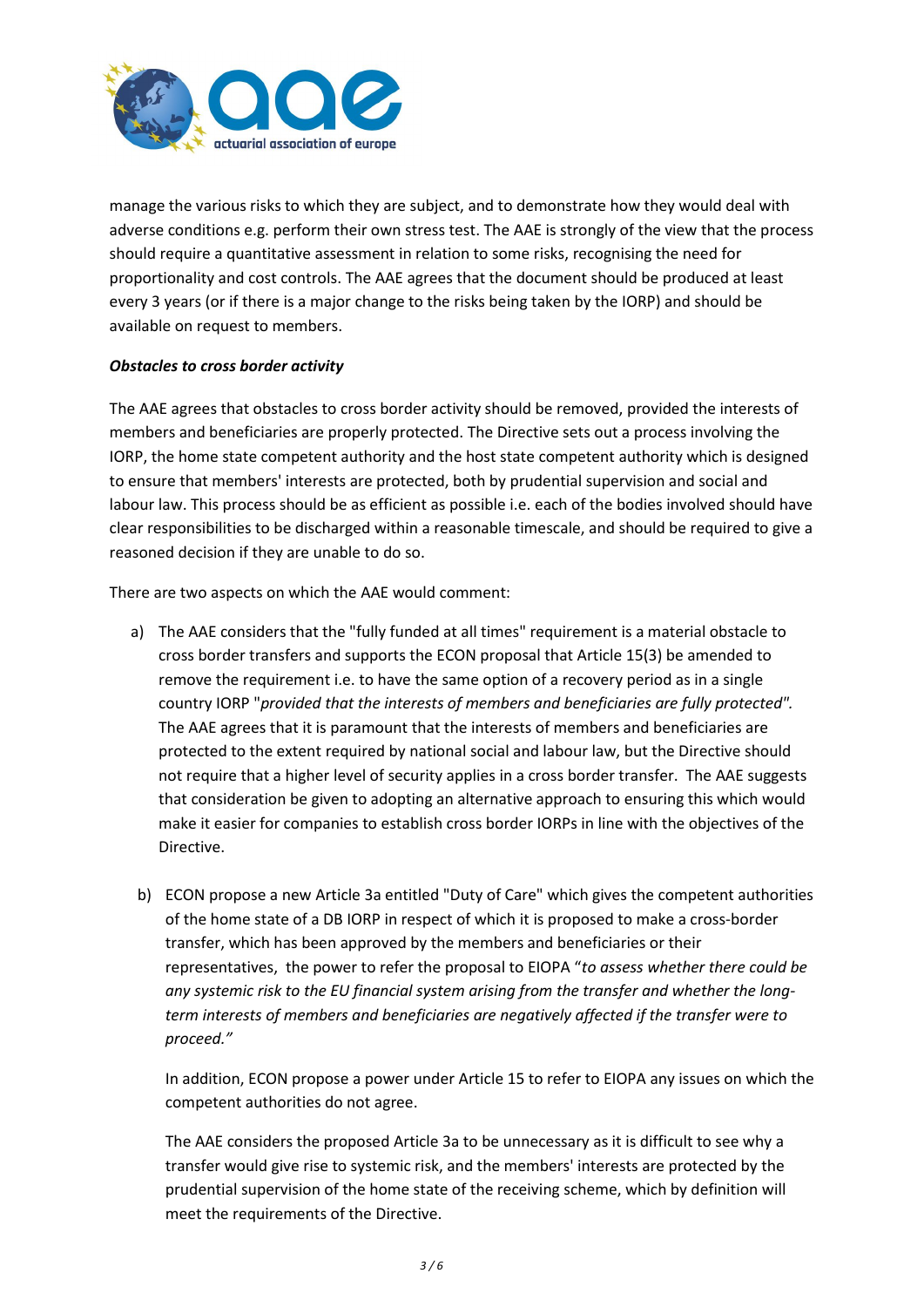manage the various risks to which they are subject, and to demonstrate how they would deal with adverse conditions e.g. perform their own stress test. The AAE is strongly of the view that the process should require a quantitative assessment in relation to some risks, recognising the need for proportionality and cost controls. The AAE agrees that the document should be produced at least every 3 years (or if there is a major change to the risks being taken by the IORP) and should be available on request to members.

***Obstacles to cross border activity***

The AAE agrees that obstacles to cross border activity should be removed, provided the interests of members and beneficiaries are properly protected. The Directive sets out a process involving the IORP, the home state competent authority and the host state competent authority which is designed to ensure that members' interests are protected, both by prudential supervision and social and labour law. This process should be as efficient as possible i.e. each of the bodies involved should have clear responsibilities to be discharged within a reasonable timescale, and should be required to give a reasoned decision if they are unable to do so.

There are two aspects on which the AAE would comment:

a) The AAE considers that the "fully funded at all times" requirement is a material obstacle to cross border transfers and supports the ECON proposal that Article 15(3) be amended to remove the requirement i.e. to have the same option of a recovery period as in a single country IORP "*provided that the interests of members and beneficiaries are fully protected".* The AAE agrees that it is paramount that the interests of members and beneficiaries are protected to the extent required by national social and labour law, but the Directive should not require that a higher level of security applies in a cross border transfer. The AAE suggests that consideration be given to adopting an alternative approach to ensuring this which would make it easier for companies to establish cross border IORPs in line with the objectives of the Directive.

b) ECON propose a new Article 3a entitled "Duty of Care" which gives the competent authorities of the home state of a DB IORP in respect of which it is proposed to make a cross-border transfer, which has been approved by the members and beneficiaries or their representatives, the power to refer the proposal to EIOPA "*to assess whether there could be any systemic risk to the EU financial system arising from the transfer and whether the long-term interests of members and beneficiaries are negatively affected if the transfer were to proceed."*

   In addition, ECON propose a power under Article 15 to refer to EIOPA any issues on which the competent authorities do not agree.

   The AAE considers the proposed Article 3a to be unnecessary as it is difficult to see why a transfer would give rise to systemic risk, and the members' interests are protected by the prudential supervision of the home state of the receiving scheme, which by definition will meet the requirements of the Directive.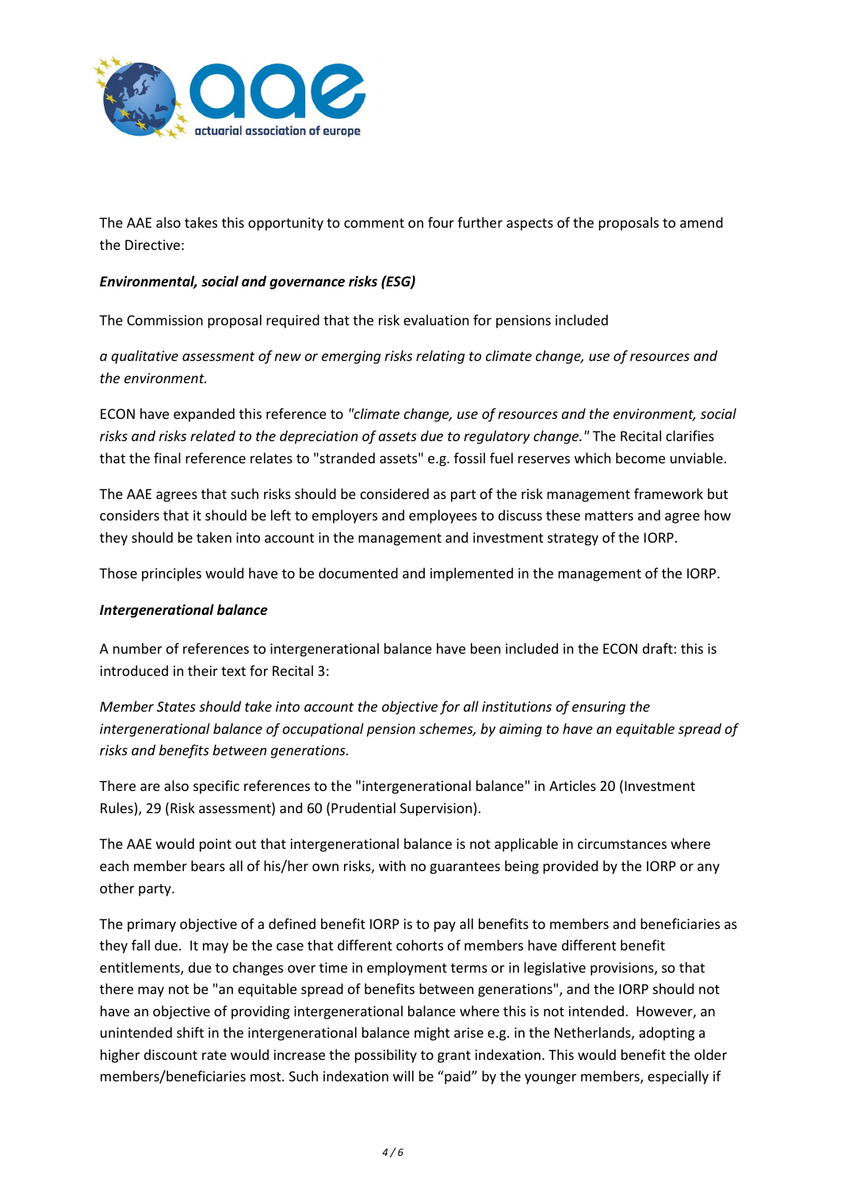The AAE also takes this opportunity to comment on four further aspects of the proposals to amend the Directive:

***Environmental, social and governance risks (ESG)***

The Commission proposal required that the risk evaluation for pensions included

*a qualitative assessment of new or emerging risks relating to climate change, use of resources and the environment.*

ECON have expanded this reference to *"climate change, use of resources and the environment, social risks and risks related to the depreciation of assets due to regulatory change."* The Recital clarifies that the final reference relates to "stranded assets" e.g. fossil fuel reserves which become unviable.

The AAE agrees that such risks should be considered as part of the risk management framework but considers that it should be left to employers and employees to discuss these matters and agree how they should be taken into account in the management and investment strategy of the IORP.

Those principles would have to be documented and implemented in the management of the IORP.

***Intergenerational balance***

A number of references to intergenerational balance have been included in the ECON draft: this is introduced in their text for Recital 3:

*Member States should take into account the objective for all institutions of ensuring the intergenerational balance of occupational pension schemes, by aiming to have an equitable spread of risks and benefits between generations.*

There are also specific references to the "intergenerational balance" in Articles 20 (Investment Rules), 29 (Risk assessment) and 60 (Prudential Supervision).

The AAE would point out that intergenerational balance is not applicable in circumstances where each member bears all of his/her own risks, with no guarantees being provided by the IORP or any other party.

The primary objective of a defined benefit IORP is to pay all benefits to members and beneficiaries as they fall due. It may be the case that different cohorts of members have different benefit entitlements, due to changes over time in employment terms or in legislative provisions, so that there may not be "an equitable spread of benefits between generations", and the IORP should not have an objective of providing intergenerational balance where this is not intended. However, an unintended shift in the intergenerational balance might arise e.g. in the Netherlands, adopting a higher discount rate would increase the possibility to grant indexation. This would benefit the older members/beneficiaries most. Such indexation will be "paid" by the younger members, especially if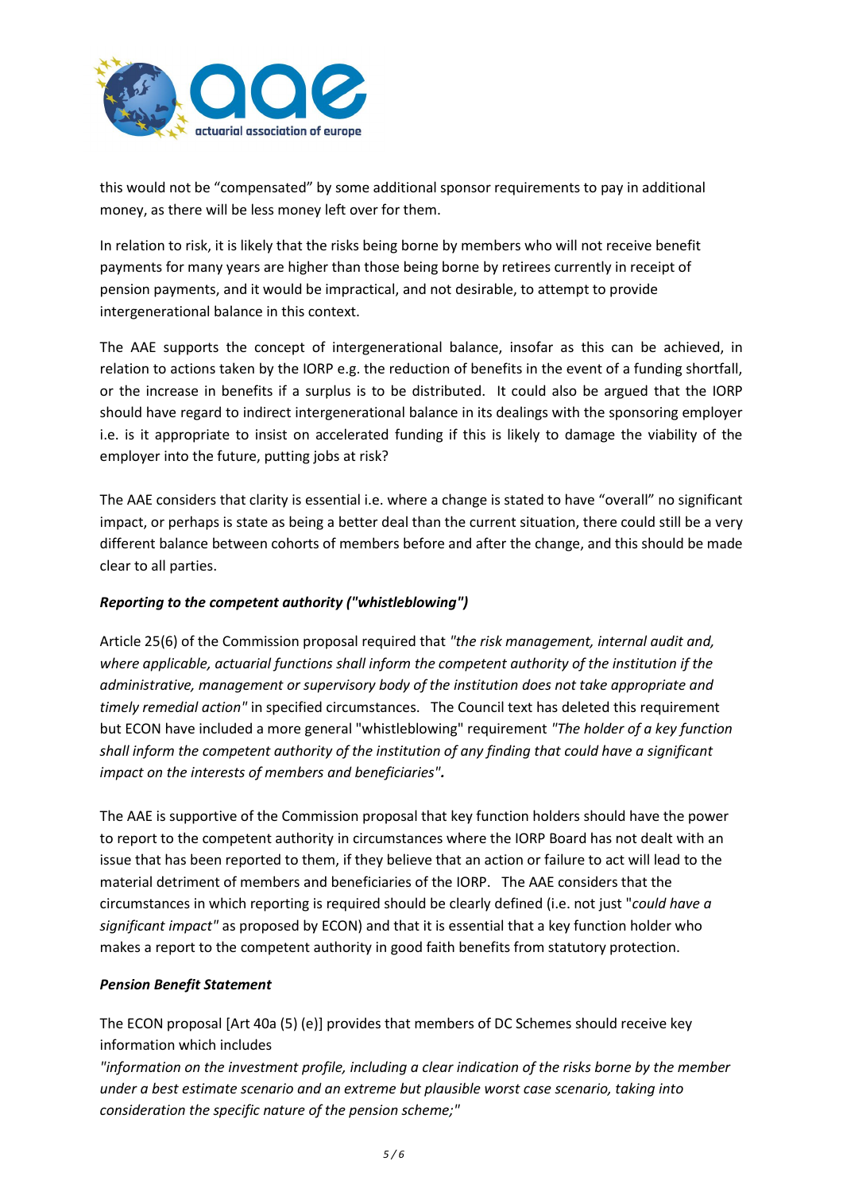this would not be "compensated" by some additional sponsor requirements to pay in additional money, as there will be less money left over for them.

In relation to risk, it is likely that the risks being borne by members who will not receive benefit payments for many years are higher than those being borne by retirees currently in receipt of pension payments, and it would be impractical, and not desirable, to attempt to provide intergenerational balance in this context.

The AAE supports the concept of intergenerational balance, insofar as this can be achieved, in relation to actions taken by the IORP e.g. the reduction of benefits in the event of a funding shortfall, or the increase in benefits if a surplus is to be distributed. It could also be argued that the IORP should have regard to indirect intergenerational balance in its dealings with the sponsoring employer i.e. is it appropriate to insist on accelerated funding if this is likely to damage the viability of the employer into the future, putting jobs at risk?

The AAE considers that clarity is essential i.e. where a change is stated to have "overall" no significant impact, or perhaps is state as being a better deal than the current situation, there could still be a very different balance between cohorts of members before and after the change, and this should be made clear to all parties.

***Reporting to the competent authority ("whistleblowing")***

Article 25(6) of the Commission proposal required that *"the risk management, internal audit and, where applicable, actuarial functions shall inform the competent authority of the institution if the administrative, management or supervisory body of the institution does not take appropriate and timely remedial action"* in specified circumstances. The Council text has deleted this requirement but ECON have included a more general "whistleblowing" requirement *"The holder of a key function shall inform the competent authority of the institution of any finding that could have a significant impact on the interests of members and beneficiaries"*.

The AAE is supportive of the Commission proposal that key function holders should have the power to report to the competent authority in circumstances where the IORP Board has not dealt with an issue that has been reported to them, if they believe that an action or failure to act will lead to the material detriment of members and beneficiaries of the IORP. The AAE considers that the circumstances in which reporting is required should be clearly defined (i.e. not just "*could have a significant impact*" as proposed by ECON) and that it is essential that a key function holder who makes a report to the competent authority in good faith benefits from statutory protection.

***Pension Benefit Statement***

The ECON proposal [Art 40a (5) (e)] provides that members of DC Schemes should receive key information which includes

*"information on the investment profile, including a clear indication of the risks borne by the member under a best estimate scenario and an extreme but plausible worst case scenario, taking into consideration the specific nature of the pension scheme;"*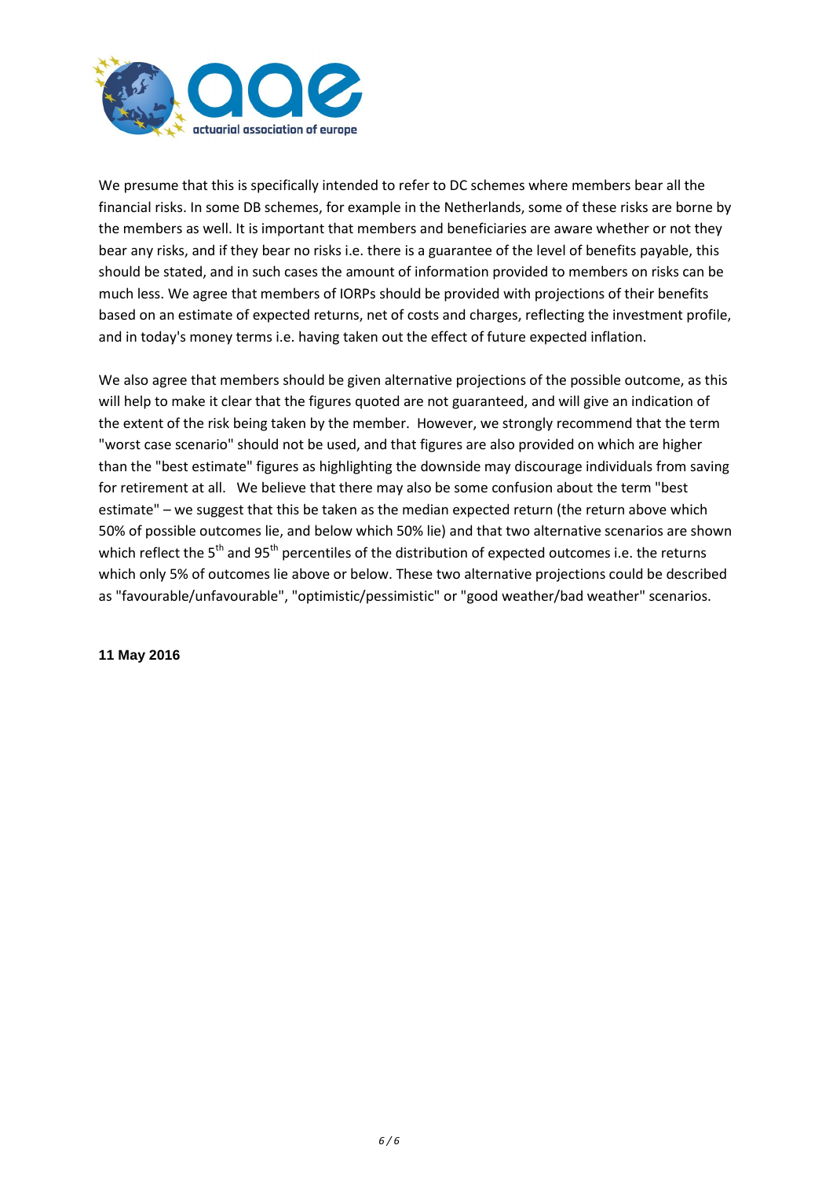We presume that this is specifically intended to refer to DC schemes where members bear all the financial risks. In some DB schemes, for example in the Netherlands, some of these risks are borne by the members as well. It is important that members and beneficiaries are aware whether or not they bear any risks, and if they bear no risks i.e. there is a guarantee of the level of benefits payable, this should be stated, and in such cases the amount of information provided to members on risks can be much less. We agree that members of IORPs should be provided with projections of their benefits based on an estimate of expected returns, net of costs and charges, reflecting the investment profile, and in today's money terms i.e. having taken out the effect of future expected inflation.

We also agree that members should be given alternative projections of the possible outcome, as this will help to make it clear that the figures quoted are not guaranteed, and will give an indication of the extent of the risk being taken by the member. However, we strongly recommend that the term "worst case scenario" should not be used, and that figures are also provided on which are higher than the "best estimate" figures as highlighting the downside may discourage individuals from saving for retirement at all. We believe that there may also be some confusion about the term "best estimate" – we suggest that this be taken as the median expected return (the return above which 50% of possible outcomes lie, and below which 50% lie) and that two alternative scenarios are shown which reflect the 5th and 95th percentiles of the distribution of expected outcomes i.e. the returns which only 5% of outcomes lie above or below. These two alternative projections could be described as "favourable/unfavourable", "optimistic/pessimistic" or "good weather/bad weather" scenarios.

**11 May 2016**